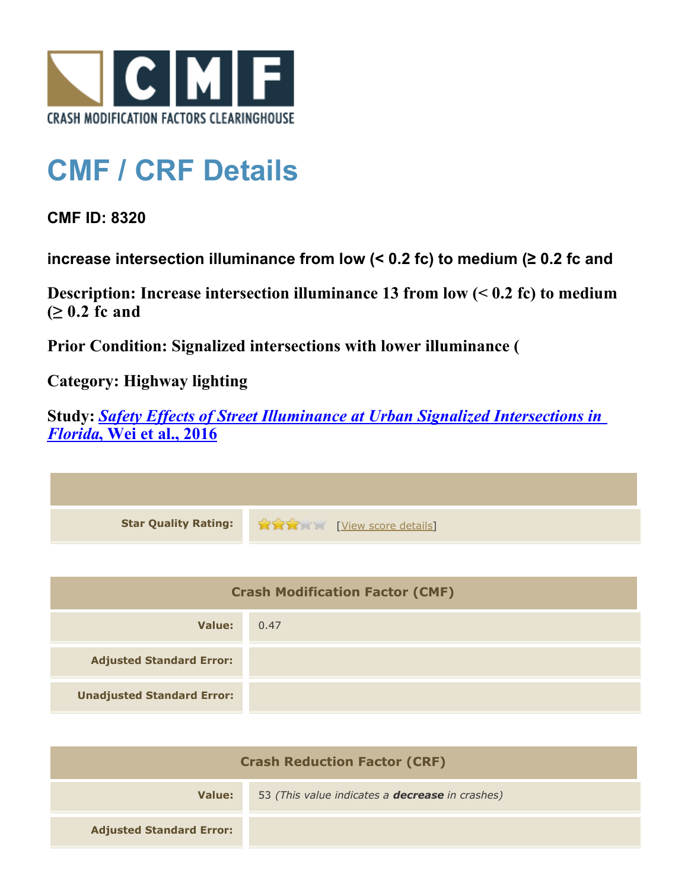CRASH MODIFICATION FACTORS CLEARINGHOUSE

# CMF / CRF Details

**CMF ID: 8320**

**increase intersection illuminance from low (< 0.2 fc) to medium (≥ 0.2 fc and**

**Description: Increase intersection illuminance 13 from low (< 0.2 fc) to medium (≥ 0.2 fc and**

**Prior Condition: Signalized intersections with lower illuminance (**

**Category: Highway lighting**

**Study: *Safety Effects of Street Illuminance at Urban Signalized Intersections in Florida*, Wei et al., 2016**

| | |
|---|---|
| **Star Quality Rating:** | ★★★☆☆ [View score details] |

| Crash Modification Factor (CMF) | |
|---|---|
| **Value:** | 0.47 |
| **Adjusted Standard Error:** | |
| **Unadjusted Standard Error:** | |

| Crash Reduction Factor (CRF) | |
|---|---|
| **Value:** | 53 *(This value indicates a* ***decrease*** *in crashes)* |
| **Adjusted Standard Error:** | |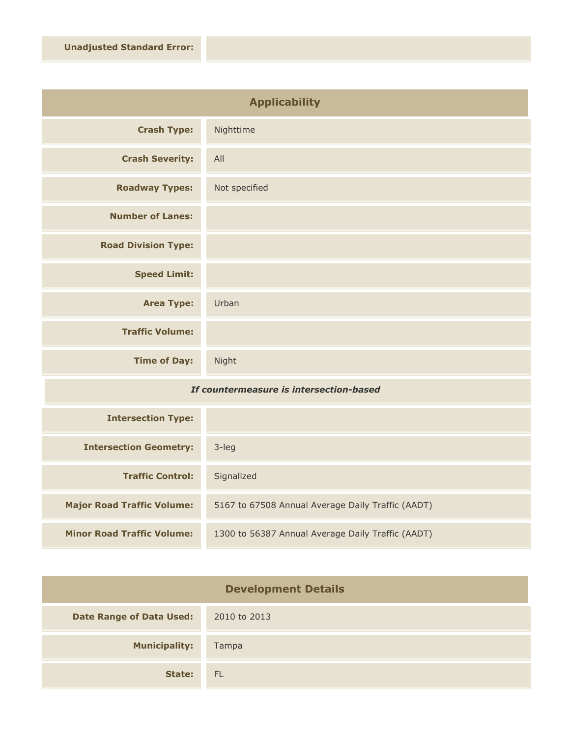| | |
|---|---|
| **Unadjusted Standard Error:** | |

## Applicability

| | |
|---|---|
| **Crash Type:** | Nighttime |
| **Crash Severity:** | All |
| **Roadway Types:** | Not specified |
| **Number of Lanes:** | |
| **Road Division Type:** | |
| **Speed Limit:** | |
| **Area Type:** | Urban |
| **Traffic Volume:** | |
| **Time of Day:** | Night |
| ***If countermeasure is intersection-based*** | |
| **Intersection Type:** | |
| **Intersection Geometry:** | 3-leg |
| **Traffic Control:** | Signalized |
| **Major Road Traffic Volume:** | 5167 to 67508 Annual Average Daily Traffic (AADT) |
| **Minor Road Traffic Volume:** | 1300 to 56387 Annual Average Daily Traffic (AADT) |

## Development Details

| | |
|---|---|
| **Date Range of Data Used:** | 2010 to 2013 |
| **Municipality:** | Tampa |
| **State:** | FL |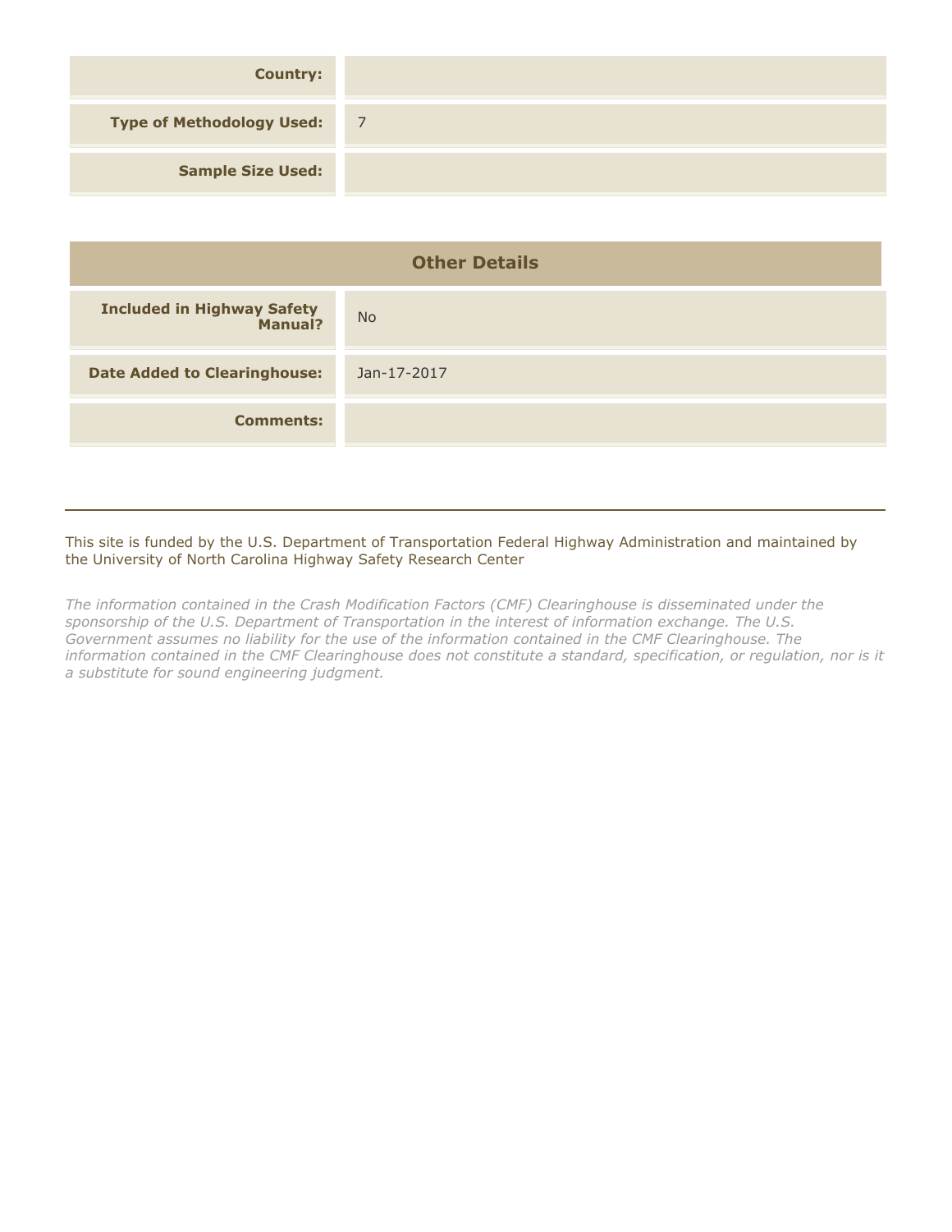| | |
|---|---|
| **Country:** | |
| **Type of Methodology Used:** | 7 |
| **Sample Size Used:** | |

## Other Details

| | |
|---|---|
| **Included in Highway Safety Manual?** | No |
| **Date Added to Clearinghouse:** | Jan-17-2017 |
| **Comments:** | |

---

This site is funded by the U.S. Department of Transportation Federal Highway Administration and maintained by the University of North Carolina Highway Safety Research Center

*The information contained in the Crash Modification Factors (CMF) Clearinghouse is disseminated under the sponsorship of the U.S. Department of Transportation in the interest of information exchange. The U.S. Government assumes no liability for the use of the information contained in the CMF Clearinghouse. The information contained in the CMF Clearinghouse does not constitute a standard, specification, or regulation, nor is it a substitute for sound engineering judgment.*